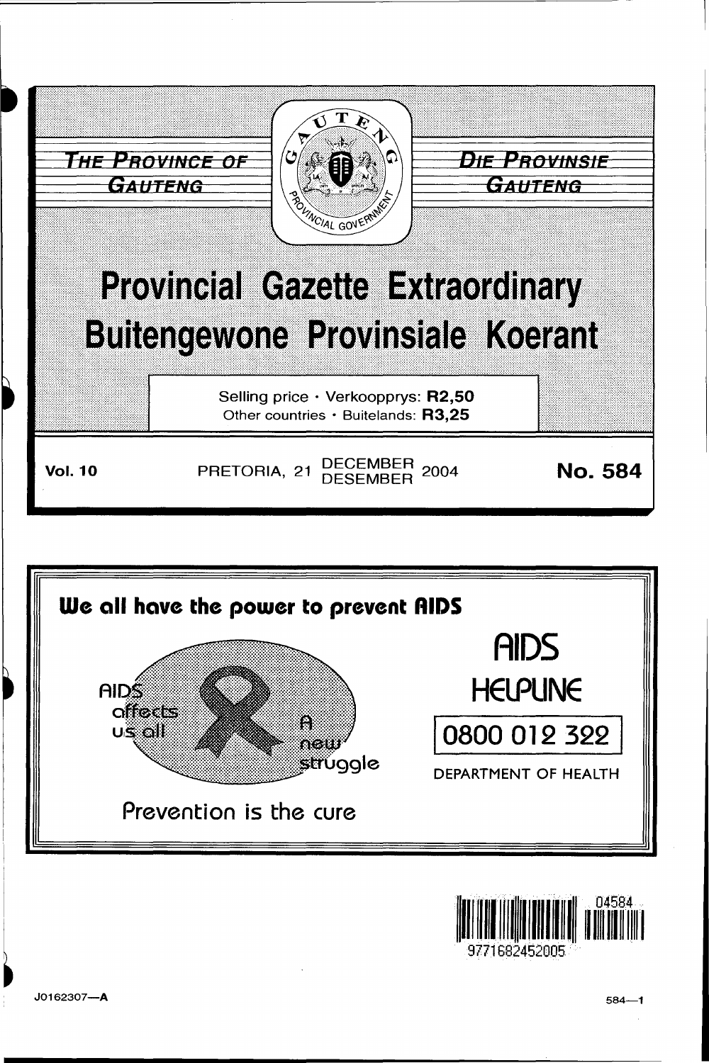THE PROVINCE OF GAUTENG

DIE PROVINSIE GAUTENG

# Provincial Gazette Extraordinary
# Buitengewone Provinsiale Koerant

Selling price · Verkoopprys: **R2,50**
Other countries · Buitelands: **R3,25**

**Vol. 10** PRETORIA, 21 DECEMBER DESEMBER 2004 **No. 584**

**We all have the power to prevent AIDS**

AIDS affects us all

A new struggle

Prevention is the cure

AIDS HELPLINE

0800 012 322

DEPARTMENT OF HEALTH

J0162307—A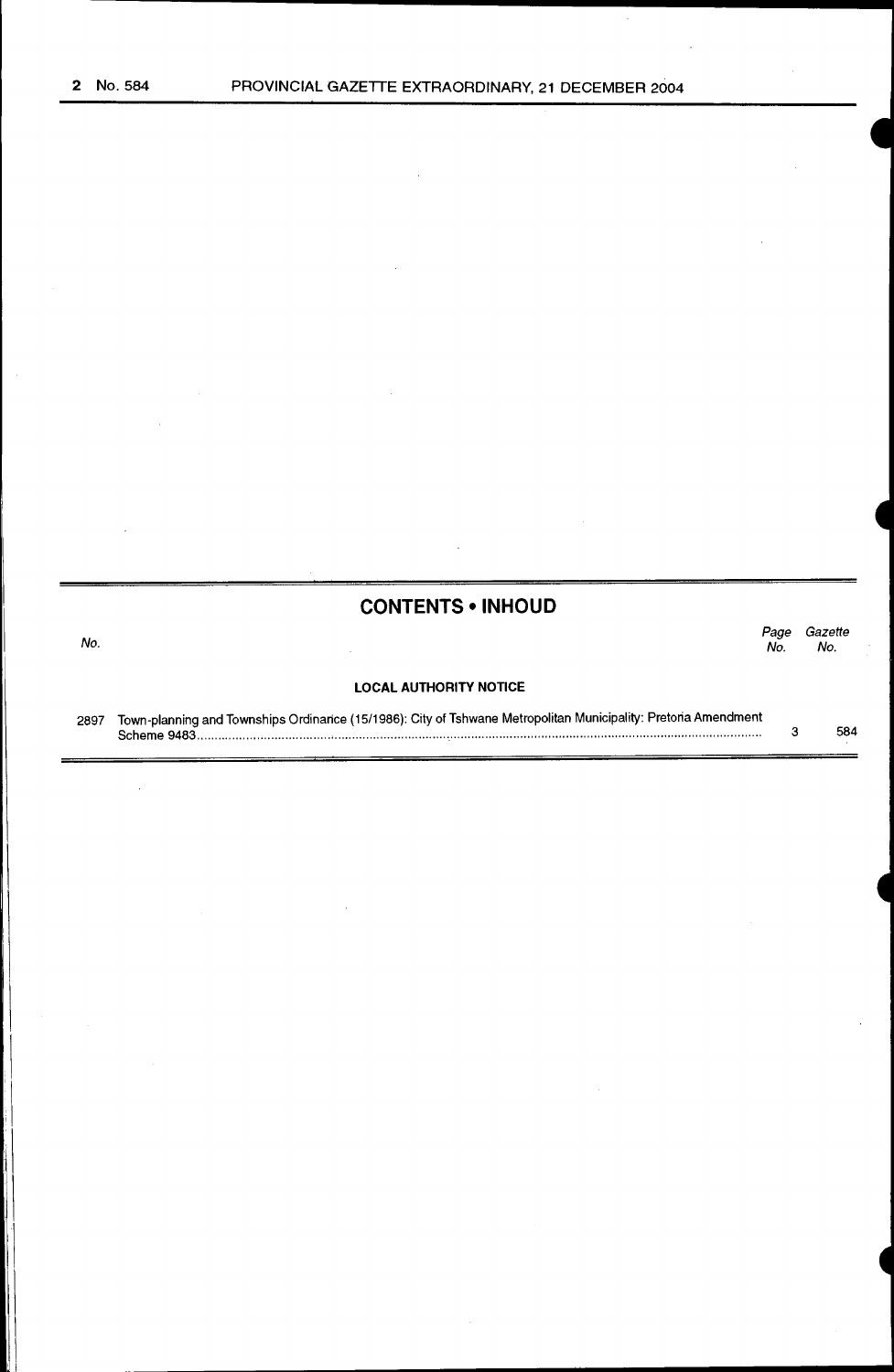## CONTENTS • INHOUD

| No. | | Page No. | Gazette No. |
|---|---|---|---|
| | **LOCAL AUTHORITY NOTICE** | | |
| 2897 | Town-planning and Townships Ordinance (15/1986): City of Tshwane Metropolitan Municipality: Pretoria Amendment Scheme 9483 | 3 | 584 |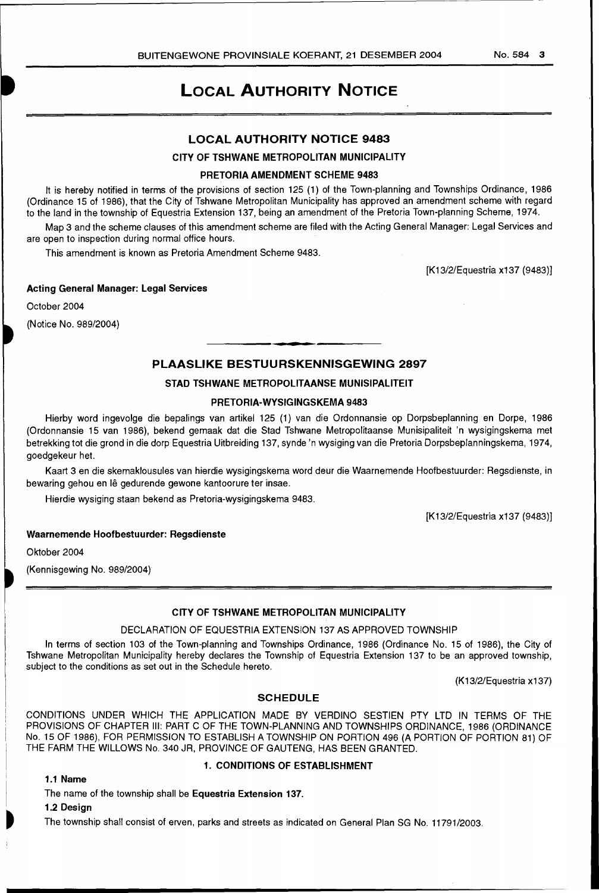# LOCAL AUTHORITY NOTICE

## LOCAL AUTHORITY NOTICE 9483

### CITY OF TSHWANE METROPOLITAN MUNICIPALITY

### PRETORIA AMENDMENT SCHEME 9483

It is hereby notified in terms of the provisions of section 125 (1) of the Town-planning and Townships Ordinance, 1986 (Ordinance 15 of 1986), that the City of Tshwane Metropolitan Municipality has approved an amendment scheme with regard to the land in the township of Equestria Extension 137, being an amendment of the Pretoria Town-planning Scheme, 1974.

Map 3 and the scheme clauses of this amendment scheme are filed with the Acting General Manager: Legal Services and are open to inspection during normal office hours.

This amendment is known as Pretoria Amendment Scheme 9483.

[K13/2/Equestria x137 (9483)]

**Acting General Manager: Legal Services**

October 2004

(Notice No. 989/2004)

## PLAASLIKE BESTUURSKENNISGEWING 2897

### STAD TSHWANE METROPOLITAANSE MUNISIPALITEIT

### PRETORIA-WYSIGINGSKEMA 9483

Hierby word ingevolge die bepalings van artikel 125 (1) van die Ordonnansie op Dorpsbeplanning en Dorpe, 1986 (Ordonnansie 15 van 1986), bekend gemaak dat die Stad Tshwane Metropolitaanse Munisipaliteit 'n wysigingskema met betrekking tot die grond in die dorp Equestria Uitbreiding 137, synde 'n wysiging van die Pretoria Dorpsbeplanningskema, 1974, goedgekeur het.

Kaart 3 en die skemaklousules van hierdie wysigingskema word deur die Waarnemende Hoofbestuurder: Regsdienste, in bewaring gehou en lê gedurende gewone kantoorure ter insae.

Hierdie wysiging staan bekend as Pretoria-wysigingskema 9483.

[K13/2/Equestria x137 (9483)]

**Waarnemende Hoofbestuurder: Regsdienste**

Oktober 2004

(Kennisgewing No. 989/2004)

### CITY OF TSHWANE METROPOLITAN MUNICIPALITY

DECLARATION OF EQUESTRIA EXTENSION 137 AS APPROVED TOWNSHIP

In terms of section 103 of the Town-planning and Townships Ordinance, 1986 (Ordinance No. 15 of 1986), the City of Tshwane Metropolitan Municipality hereby declares the Township of Equestria Extension 137 to be an approved township, subject to the conditions as set out in the Schedule hereto.

(K13/2/Equestria x137)

### SCHEDULE

CONDITIONS UNDER WHICH THE APPLICATION MADE BY VERDINO SESTIEN PTY LTD IN TERMS OF THE PROVISIONS OF CHAPTER III: PART C OF THE TOWN-PLANNING AND TOWNSHIPS ORDINANCE, 1986 (ORDINANCE No. 15 OF 1986), FOR PERMISSION TO ESTABLISH A TOWNSHIP ON PORTION 496 (A PORTION OF PORTION 81) OF THE FARM THE WILLOWS No. 340 JR, PROVINCE OF GAUTENG, HAS BEEN GRANTED.

#### 1. CONDITIONS OF ESTABLISHMENT

**1.1 Name**

The name of the township shall be **Equestria Extension 137.**

**1.2 Design**

The township shall consist of erven, parks and streets as indicated on General Plan SG No. 11791/2003.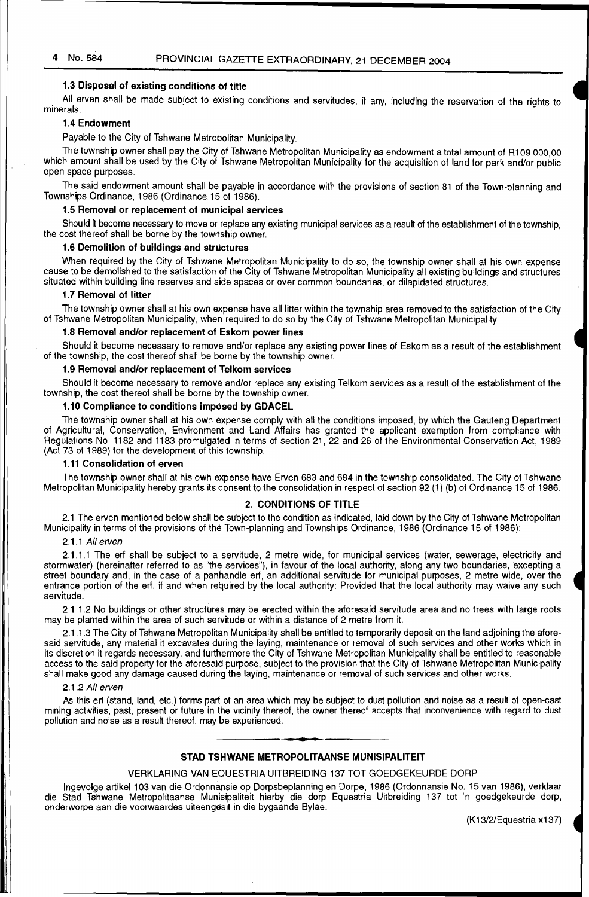### 1.3 Disposal of existing conditions of title

All erven shall be made subject to existing conditions and servitudes, if any, including the reservation of the rights to minerals.

### 1.4 Endowment

Payable to the City of Tshwane Metropolitan Municipality.

The township owner shall pay the City of Tshwane Metropolitan Municipality as endowment a total amount of R109 000,00 which amount shall be used by the City of Tshwane Metropolitan Municipality for the acquisition of land for park and/or public open space purposes.

The said endowment amount shall be payable in accordance with the provisions of section 81 of the Town-planning and Townships Ordinance, 1986 (Ordinance 15 of 1986).

### 1.5 Removal or replacement of municipal services

Should it become necessary to move or replace any existing municipal services as a result of the establishment of the township, the cost thereof shall be borne by the township owner.

### 1.6 Demolition of buildings and structures

When required by the City of Tshwane Metropolitan Municipality to do so, the township owner shall at his own expense cause to be demolished to the satisfaction of the City of Tshwane Metropolitan Municipality all existing buildings and structures situated within building line reserves and side spaces or over common boundaries, or dilapidated structures.

### 1.7 Removal of litter

The township owner shall at his own expense have all litter within the township area removed to the satisfaction of the City of Tshwane Metropolitan Municipality, when required to do so by the City of Tshwane Metropolitan Municipality.

### 1.8 Removal and/or replacement of Eskom power lines

Should it become necessary to remove and/or replace any existing power lines of Eskom as a result of the establishment of the township, the cost thereof shall be borne by the township owner.

### 1.9 Removal and/or replacement of Telkom services

Should it become necessary to remove and/or replace any existing Telkom services as a result of the establishment of the township, the cost thereof shall be borne by the township owner.

### 1.10 Compliance to conditions imposed by GDACEL

The township owner shall at his own expense comply with all the conditions imposed, by which the Gauteng Department of Agricultural, Conservation, Environment and Land Affairs has granted the applicant exemption from compliance with Regulations No. 1182 and 1183 promulgated in terms of section 21, 22 and 26 of the Environmental Conservation Act, 1989 (Act 73 of 1989) for the development of this township.

### 1.11 Consolidation of erven

The township owner shall at his own expense have Erven 683 and 684 in the township consolidated. The City of Tshwane Metropolitan Municipality hereby grants its consent to the consolidation in respect of section 92 (1) (b) of Ordinance 15 of 1986.

## 2. CONDITIONS OF TITLE

2.1 The erven mentioned below shall be subject to the condition as indicated, laid down by the City of Tshwane Metropolitan Municipality in terms of the provisions of the Town-planning and Townships Ordinance, 1986 (Ordinance 15 of 1986):

2.1.1 *All erven*

2.1.1.1 The erf shall be subject to a servitude, 2 metre wide, for municipal services (water, sewerage, electricity and stormwater) (hereinafter referred to as "the services"), in favour of the local authority, along any two boundaries, excepting a street boundary and, in the case of a panhandle erf, an additional servitude for municipal purposes, 2 metre wide, over the entrance portion of the erf, if and when required by the local authority: Provided that the local authority may waive any such servitude.

2.1.1.2 No buildings or other structures may be erected within the aforesaid servitude area and no trees with large roots may be planted within the area of such servitude or within a distance of 2 metre from it.

2.1.1.3 The City of Tshwane Metropolitan Municipality shall be entitled to temporarily deposit on the land adjoining the aforesaid servitude, any material it excavates during the laying, maintenance or removal of such services and other works which in its discretion it regards necessary, and furthermore the City of Tshwane Metropolitan Municipality shall be entitled to reasonable access to the said property for the aforesaid purpose, subject to the provision that the City of Tshwane Metropolitan Municipality shall make good any damage caused during the laying, maintenance or removal of such services and other works.

2.1.2 *All erven*

As this erf (stand, land, etc.) forms part of an area which may be subject to dust pollution and noise as a result of open-cast mining activities, past, present or future in the vicinity thereof, the owner thereof accepts that inconvenience with regard to dust pollution and noise as a result thereof, may be experienced.

---

## STAD TSHWANE METROPOLITAANSE MUNISIPALITEIT

VERKLARING VAN EQUESTRIA UITBREIDING 137 TOT GOEDGEKEURDE DORP

Ingevolge artikel 103 van die Ordonnansie op Dorpsbeplanning en Dorpe, 1986 (Ordonnansie No. 15 van 1986), verklaar die Stad Tshwane Metropolitaanse Munisipaliteit hierby die dorp Equestria Uitbreiding 137 tot 'n goedgekeurde dorp, onderworpe aan die voorwaardes uiteengesit in die bygaande Bylae.

(K13/2/Equestria x137)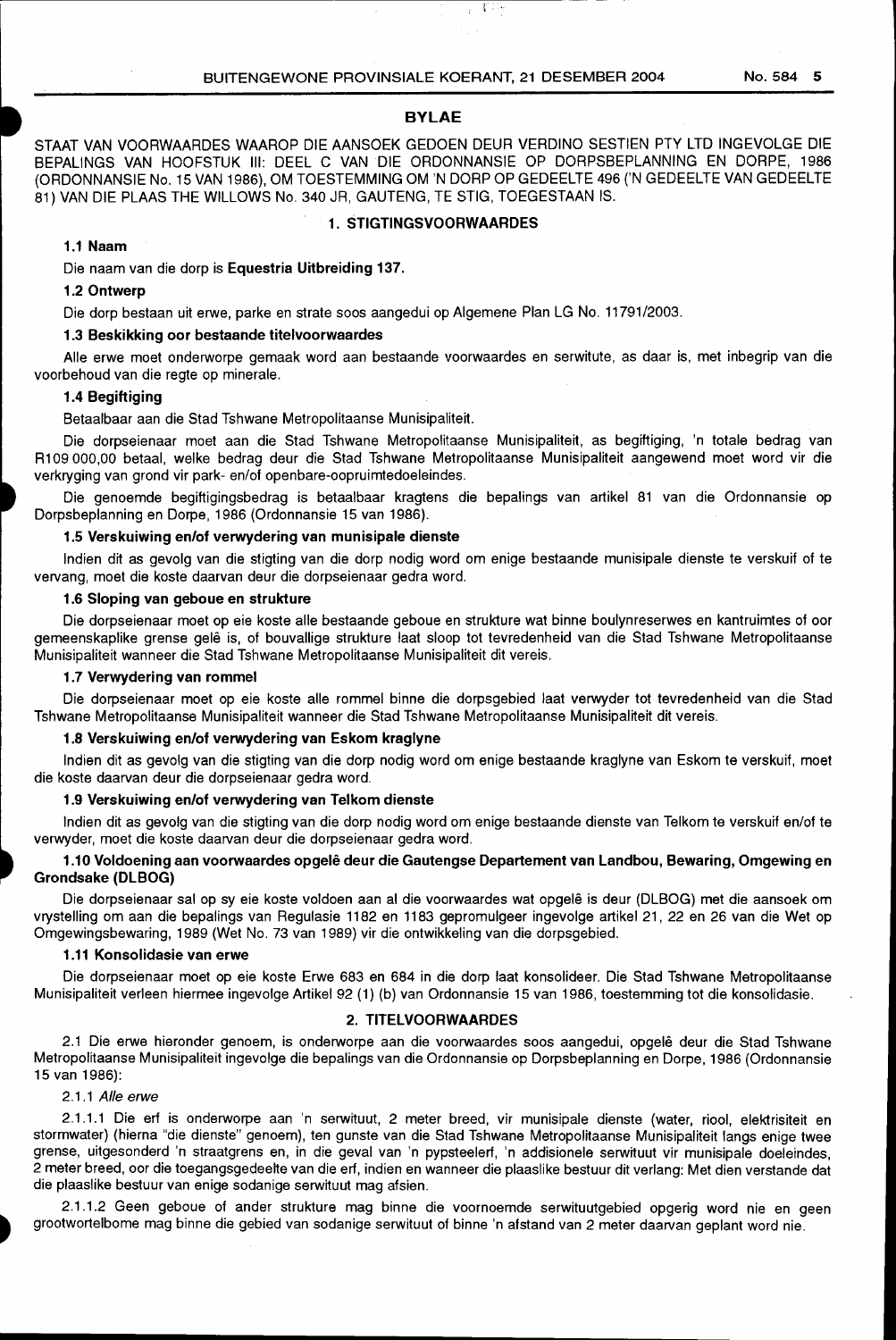## BYLAE

STAAT VAN VOORWAARDES WAAROP DIE AANSOEK GEDOEN DEUR VERDINO SESTIEN PTY LTD INGEVOLGE DIE BEPALINGS VAN HOOFSTUK III: DEEL C VAN DIE ORDONNANSIE OP DORPSBEPLANNING EN DORPE, 1986 (ORDONNANSIE No. 15 VAN 1986), OM TOESTEMMING OM 'N DORP OP GEDEELTE 496 ('N GEDEELTE VAN GEDEELTE 81) VAN DIE PLAAS THE WILLOWS No. 340 JR, GAUTENG, TE STIG, TOEGESTAAN IS.

### 1. STIGTINGSVOORWAARDES

#### 1.1 Naam

Die naam van die dorp is **Equestria Uitbreiding 137.**

#### 1.2 Ontwerp

Die dorp bestaan uit erwe, parke en strate soos aangedui op Algemene Plan LG No. 11791/2003.

#### 1.3 Beskikking oor bestaande titelvoorwaardes

Alle erwe moet onderworpe gemaak word aan bestaande voorwaardes en serwitute, as daar is, met inbegrip van die voorbehoud van die regte op minerale.

#### 1.4 Begiftiging

Betaalbaar aan die Stad Tshwane Metropolitaanse Munisipaliteit.

Die dorpseienaar moet aan die Stad Tshwane Metropolitaanse Munisipaliteit, as begiftiging, 'n totale bedrag van R109 000,00 betaal, welke bedrag deur die Stad Tshwane Metropolitaanse Munisipaliteit aangewend moet word vir die verkryging van grond vir park- en/of openbare-oopruimtedoeleindes.

Die genoemde begiftigingsbedrag is betaalbaar kragtens die bepalings van artikel 81 van die Ordonnansie op Dorpsbeplanning en Dorpe, 1986 (Ordonnansie 15 van 1986).

#### 1.5 Verskuiwing en/of verwydering van munisipale dienste

Indien dit as gevolg van die stigting van die dorp nodig word om enige bestaande munisipale dienste te verskuif of te vervang, moet die koste daarvan deur die dorpseienaar gedra word.

#### 1.6 Sloping van geboue en strukture

Die dorpseienaar moet op eie koste alle bestaande geboue en strukture wat binne boulynreserwes en kantruimtes of oor gemeenskaplike grense gelê is, of bouvallige strukture laat sloop tot tevredenheid van die Stad Tshwane Metropolitaanse Munisipaliteit wanneer die Stad Tshwane Metropolitaanse Munisipaliteit dit vereis.

#### 1.7 Verwydering van rommel

Die dorpseienaar moet op eie koste alle rommel binne die dorpsgebied laat verwyder tot tevredenheid van die Stad Tshwane Metropolitaanse Munisipaliteit wanneer die Stad Tshwane Metropolitaanse Munisipaliteit dit vereis.

#### 1.8 Verskuiwing en/of verwydering van Eskom kraglyne

Indien dit as gevolg van die stigting van die dorp nodig word om enige bestaande kraglyne van Eskom te verskuif, moet die koste daarvan deur die dorpseienaar gedra word.

#### 1.9 Verskuiwing en/of verwydering van Telkom dienste

Indien dit as gevolg van die stigting van die dorp nodig word om enige bestaande dienste van Telkom te verskuif en/of te verwyder, moet die koste daarvan deur die dorpseienaar gedra word.

#### 1.10 Voldoening aan voorwaardes opgelê deur die Gautengse Departement van Landbou, Bewaring, Omgewing en Grondsake (DLBOG)

Die dorpseienaar sal op sy eie koste voldoen aan al die voorwaardes wat opgelê is deur (DLBOG) met die aansoek om vrystelling om aan die bepalings van Regulasie 1182 en 1183 gepromulgeer ingevolge artikel 21, 22 en 26 van die Wet op Omgewingsbewaring, 1989 (Wet No. 73 van 1989) vir die ontwikkeling van die dorpsgebied.

#### 1.11 Konsolidasie van erwe

Die dorpseienaar moet op eie koste Erwe 683 en 684 in die dorp laat konsolideer. Die Stad Tshwane Metropolitaanse Munisipaliteit verleen hiermee ingevolge Artikel 92 (1) (b) van Ordonnansie 15 van 1986, toestemming tot die konsolidasie.

### 2. TITELVOORWAARDES

2.1 Die erwe hieronder genoem, is onderworpe aan die voorwaardes soos aangedui, opgelê deur die Stad Tshwane Metropolitaanse Munisipaliteit ingevolge die bepalings van die Ordonnansie op Dorpsbeplanning en Dorpe, 1986 (Ordonnansie 15 van 1986):

2.1.1 *Alle erwe*

2.1.1.1 Die erf is onderworpe aan 'n serwituut, 2 meter breed, vir munisipale dienste (water, riool, elektrisiteit en stormwater) (hierna "die dienste" genoem), ten gunste van die Stad Tshwane Metropolitaanse Munisipaliteit langs enige twee grense, uitgesonderd 'n straatgrens en, in die geval van 'n pypsteelerf, 'n addisionele serwituut vir munisipale doeleindes, 2 meter breed, oor die toegangsgedeelte van die erf, indien en wanneer die plaaslike bestuur dit verlang: Met dien verstande dat die plaaslike bestuur van enige sodanige serwituut mag afsien.

2.1.1.2 Geen geboue of ander strukture mag binne die voornoemde serwituutgebied opgerig word nie en geen grootwortelbome mag binne die gebied van sodanige serwituut of binne 'n afstand van 2 meter daarvan geplant word nie.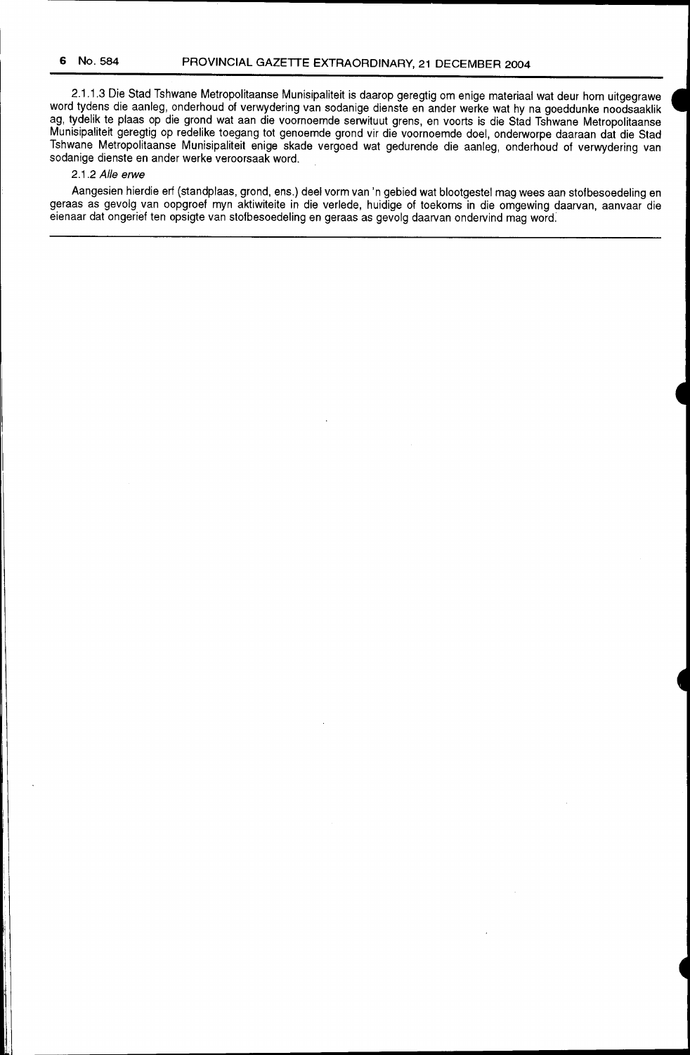2.1.1.3 Die Stad Tshwane Metropolitaanse Munisipaliteit is daarop geregtig om enige materiaal wat deur hom uitgegrawe word tydens die aanleg, onderhoud of verwydering van sodanige dienste en ander werke wat hy na goeddunke noodsaaklik ag, tydelik te plaas op die grond wat aan die voornoemde serwituut grens, en voorts is die Stad Tshwane Metropolitaanse Munisipaliteit geregtig op redelike toegang tot genoemde grond vir die voornoemde doel, onderworpe daaraan dat die Stad Tshwane Metropolitaanse Munisipaliteit enige skade vergoed wat gedurende die aanleg, onderhoud of verwydering van sodanige dienste en ander werke veroorsaak word.

2.1.2 *Alle erwe*

Aangesien hierdie erf (standplaas, grond, ens.) deel vorm van 'n gebied wat blootgestel mag wees aan stofbesoedeling en geraas as gevolg van oopgroef myn aktiwiteite in die verlede, huidige of toekoms in die omgewing daarvan, aanvaar die eienaar dat ongerief ten opsigte van stofbesoedeling en geraas as gevolg daarvan ondervind mag word.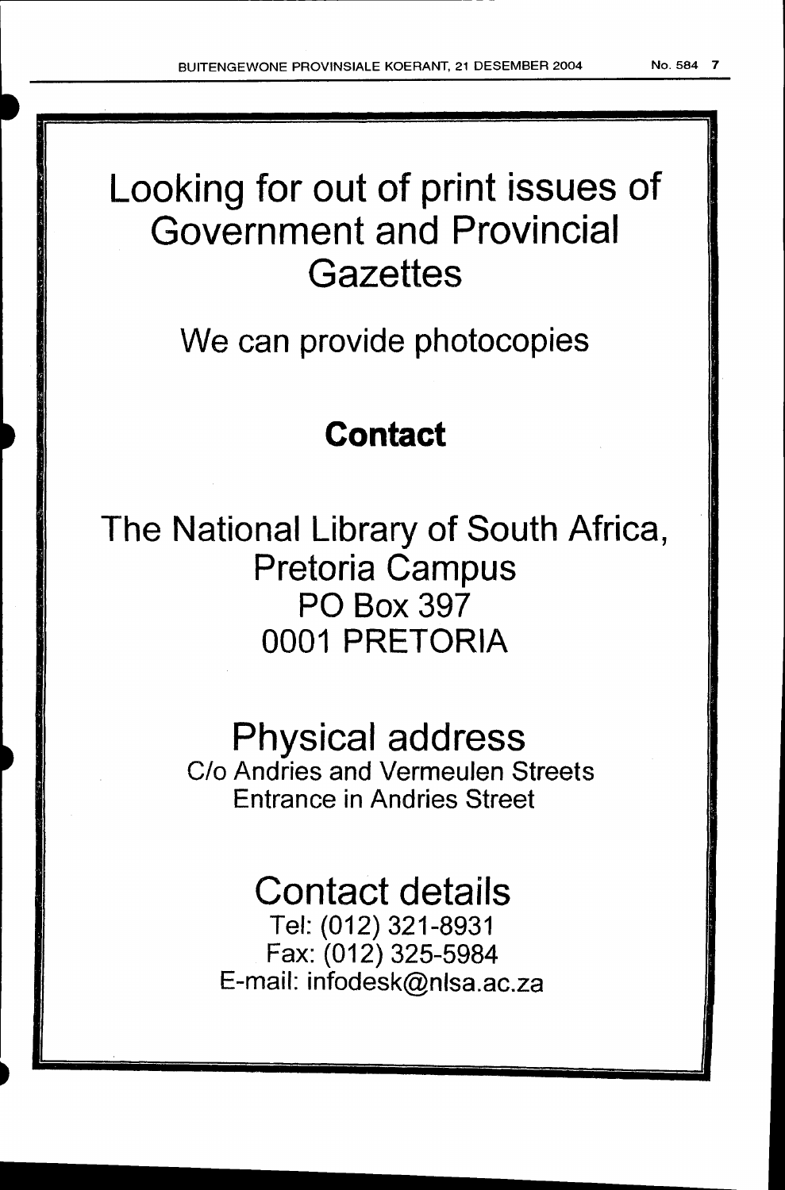# Looking for out of print issues of Government and Provincial Gazettes

## We can provide photocopies

## **Contact**

## The National Library of South Africa, Pretoria Campus
## PO Box 397
## 0001 PRETORIA

## Physical address

C/o Andries and Vermeulen Streets
Entrance in Andries Street

## Contact details

Tel: (012) 321-8931
Fax: (012) 325-5984
E-mail: infodesk@nlsa.ac.za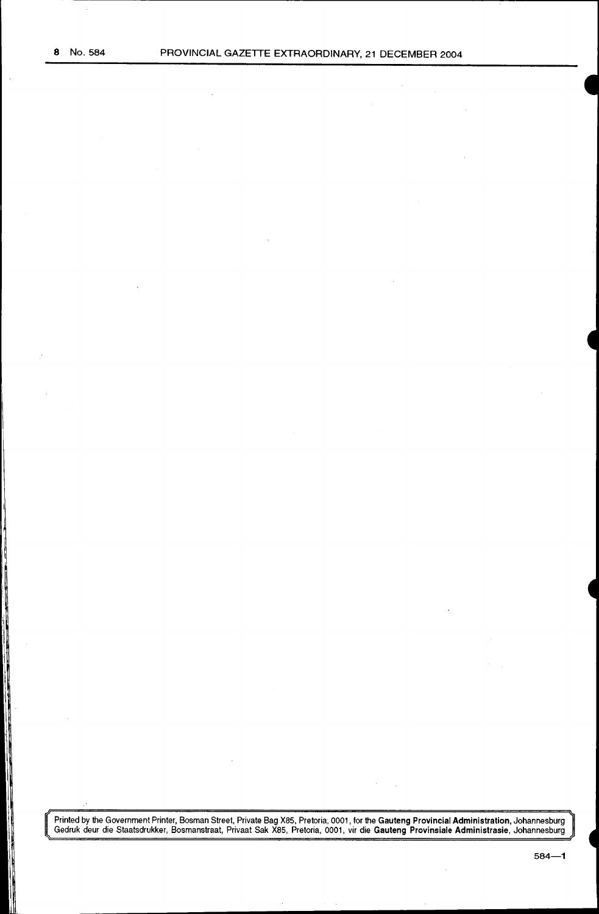Printed by the Government Printer, Bosman Street, Private Bag X85, Pretoria, 0001, for the **Gauteng Provincial Administration**, Johannesburg
Gedruk deur die Staatsdrukker, Bosmanstraat, Privaat Sak X85, Pretoria, 0001, vir die **Gauteng Provinsiale Administrasie**, Johannesburg

584—1